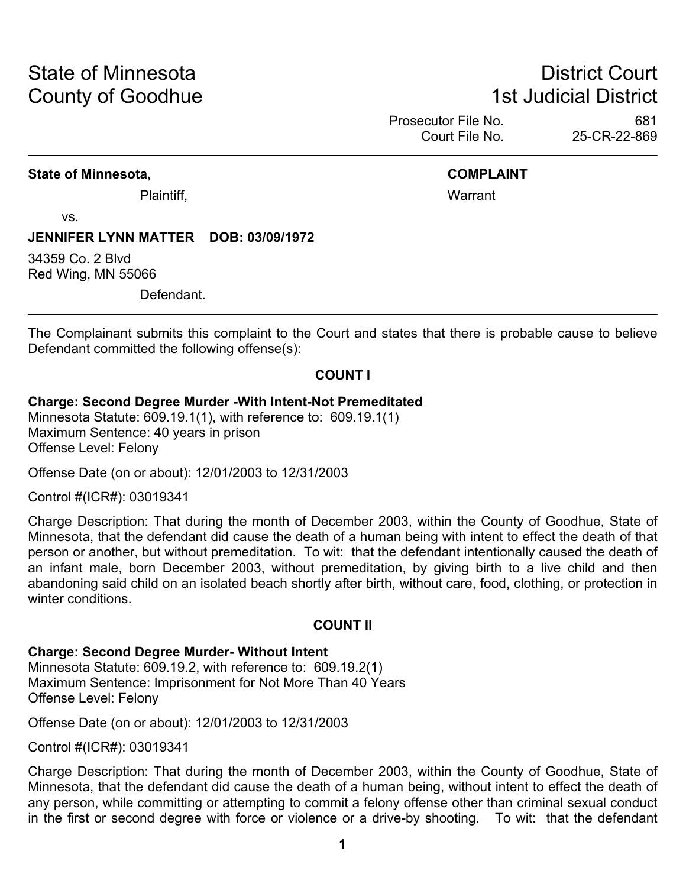State of Minnesota
County of Goodhue

District Court
1st Judicial District

Prosecutor File No. 681
Court File No. 25-CR-22-869

---

**State of Minnesota,**

Plaintiff,

vs.

**JENNIFER LYNN MATTER DOB: 03/09/1972**

34359 Co. 2 Blvd
Red Wing, MN 55066

Defendant.

**COMPLAINT**

Warrant

---

The Complainant submits this complaint to the Court and states that there is probable cause to believe Defendant committed the following offense(s):

**COUNT I**

**Charge: Second Degree Murder -With Intent-Not Premeditated**
Minnesota Statute: 609.19.1(1), with reference to: 609.19.1(1)
Maximum Sentence: 40 years in prison
Offense Level: Felony

Offense Date (on or about): 12/01/2003 to 12/31/2003

Control #(ICR#): 03019341

Charge Description: That during the month of December 2003, within the County of Goodhue, State of Minnesota, that the defendant did cause the death of a human being with intent to effect the death of that person or another, but without premeditation. To wit: that the defendant intentionally caused the death of an infant male, born December 2003, without premeditation, by giving birth to a live child and then abandoning said child on an isolated beach shortly after birth, without care, food, clothing, or protection in winter conditions.

**COUNT II**

**Charge: Second Degree Murder- Without Intent**
Minnesota Statute: 609.19.2, with reference to: 609.19.2(1)
Maximum Sentence: Imprisonment for Not More Than 40 Years
Offense Level: Felony

Offense Date (on or about): 12/01/2003 to 12/31/2003

Control #(ICR#): 03019341

Charge Description: That during the month of December 2003, within the County of Goodhue, State of Minnesota, that the defendant did cause the death of a human being, without intent to effect the death of any person, while committing or attempting to commit a felony offense other than criminal sexual conduct in the first or second degree with force or violence or a drive-by shooting. To wit: that the defendant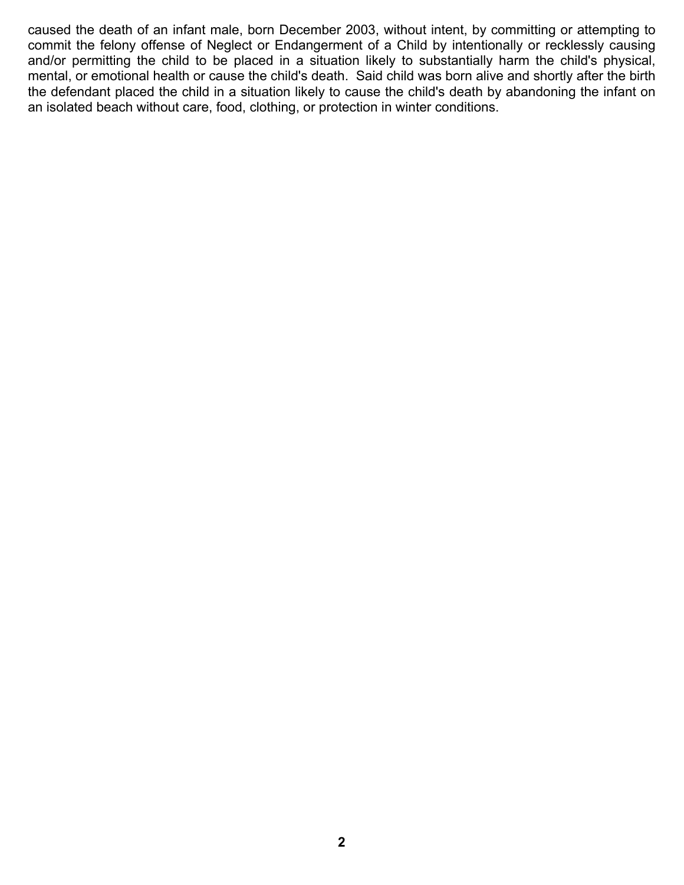caused the death of an infant male, born December 2003, without intent, by committing or attempting to commit the felony offense of Neglect or Endangerment of a Child by intentionally or recklessly causing and/or permitting the child to be placed in a situation likely to substantially harm the child's physical, mental, or emotional health or cause the child's death. Said child was born alive and shortly after the birth the defendant placed the child in a situation likely to cause the child's death by abandoning the infant on an isolated beach without care, food, clothing, or protection in winter conditions.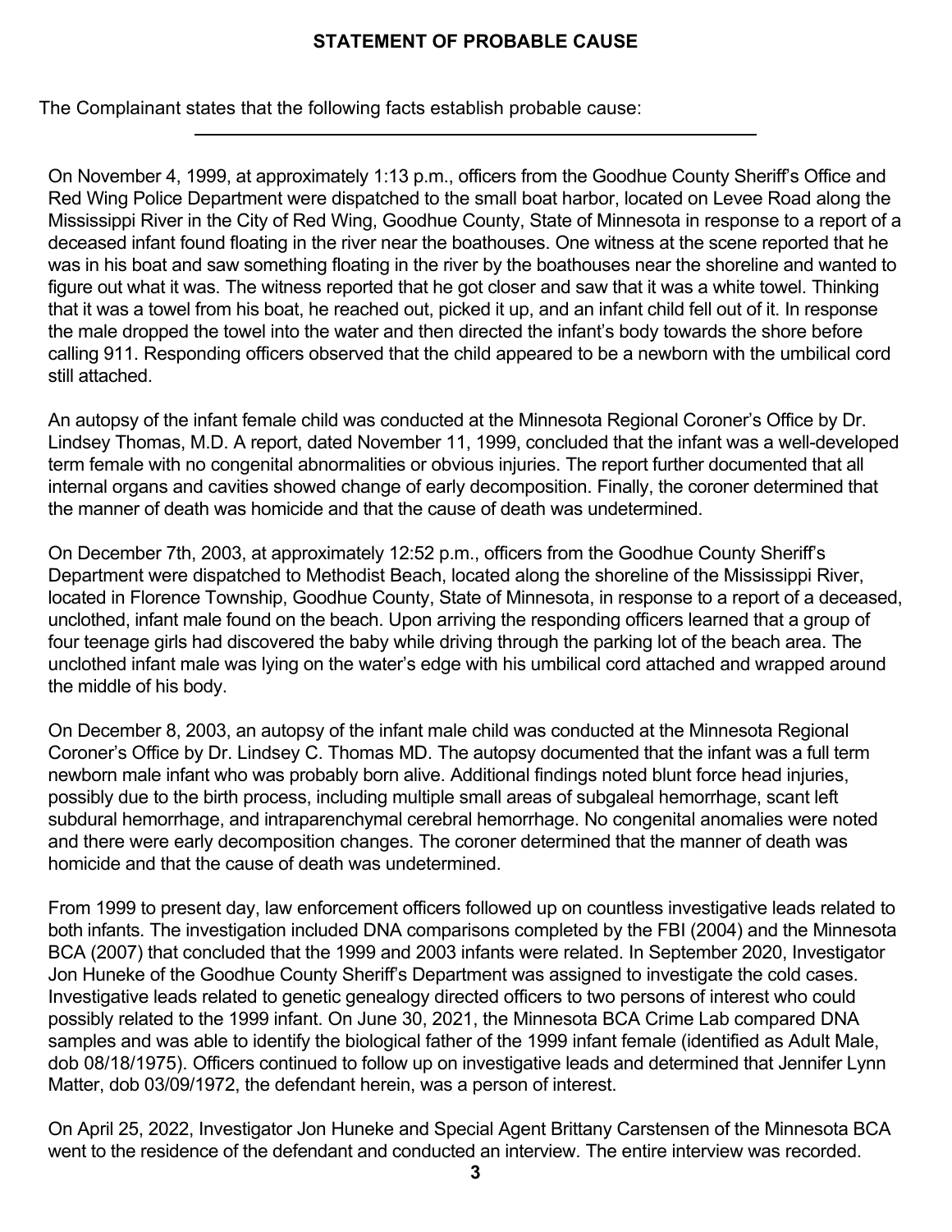**STATEMENT OF PROBABLE CAUSE**

The Complainant states that the following facts establish probable cause:

---

On November 4, 1999, at approximately 1:13 p.m., officers from the Goodhue County Sheriff's Office and Red Wing Police Department were dispatched to the small boat harbor, located on Levee Road along the Mississippi River in the City of Red Wing, Goodhue County, State of Minnesota in response to a report of a deceased infant found floating in the river near the boathouses. One witness at the scene reported that he was in his boat and saw something floating in the river by the boathouses near the shoreline and wanted to figure out what it was. The witness reported that he got closer and saw that it was a white towel. Thinking that it was a towel from his boat, he reached out, picked it up, and an infant child fell out of it. In response the male dropped the towel into the water and then directed the infant's body towards the shore before calling 911. Responding officers observed that the child appeared to be a newborn with the umbilical cord still attached.

An autopsy of the infant female child was conducted at the Minnesota Regional Coroner's Office by Dr. Lindsey Thomas, M.D. A report, dated November 11, 1999, concluded that the infant was a well-developed term female with no congenital abnormalities or obvious injuries. The report further documented that all internal organs and cavities showed change of early decomposition. Finally, the coroner determined that the manner of death was homicide and that the cause of death was undetermined.

On December 7th, 2003, at approximately 12:52 p.m., officers from the Goodhue County Sheriff's Department were dispatched to Methodist Beach, located along the shoreline of the Mississippi River, located in Florence Township, Goodhue County, State of Minnesota, in response to a report of a deceased, unclothed, infant male found on the beach. Upon arriving the responding officers learned that a group of four teenage girls had discovered the baby while driving through the parking lot of the beach area. The unclothed infant male was lying on the water's edge with his umbilical cord attached and wrapped around the middle of his body.

On December 8, 2003, an autopsy of the infant male child was conducted at the Minnesota Regional Coroner's Office by Dr. Lindsey C. Thomas MD. The autopsy documented that the infant was a full term newborn male infant who was probably born alive. Additional findings noted blunt force head injuries, possibly due to the birth process, including multiple small areas of subgaleal hemorrhage, scant left subdural hemorrhage, and intraparenchymal cerebral hemorrhage. No congenital anomalies were noted and there were early decomposition changes. The coroner determined that the manner of death was homicide and that the cause of death was undetermined.

From 1999 to present day, law enforcement officers followed up on countless investigative leads related to both infants. The investigation included DNA comparisons completed by the FBI (2004) and the Minnesota BCA (2007) that concluded that the 1999 and 2003 infants were related. In September 2020, Investigator Jon Huneke of the Goodhue County Sheriff's Department was assigned to investigate the cold cases. Investigative leads related to genetic genealogy directed officers to two persons of interest who could possibly related to the 1999 infant. On June 30, 2021, the Minnesota BCA Crime Lab compared DNA samples and was able to identify the biological father of the 1999 infant female (identified as Adult Male, dob 08/18/1975). Officers continued to follow up on investigative leads and determined that Jennifer Lynn Matter, dob 03/09/1972, the defendant herein, was a person of interest.

On April 25, 2022, Investigator Jon Huneke and Special Agent Brittany Carstensen of the Minnesota BCA went to the residence of the defendant and conducted an interview. The entire interview was recorded.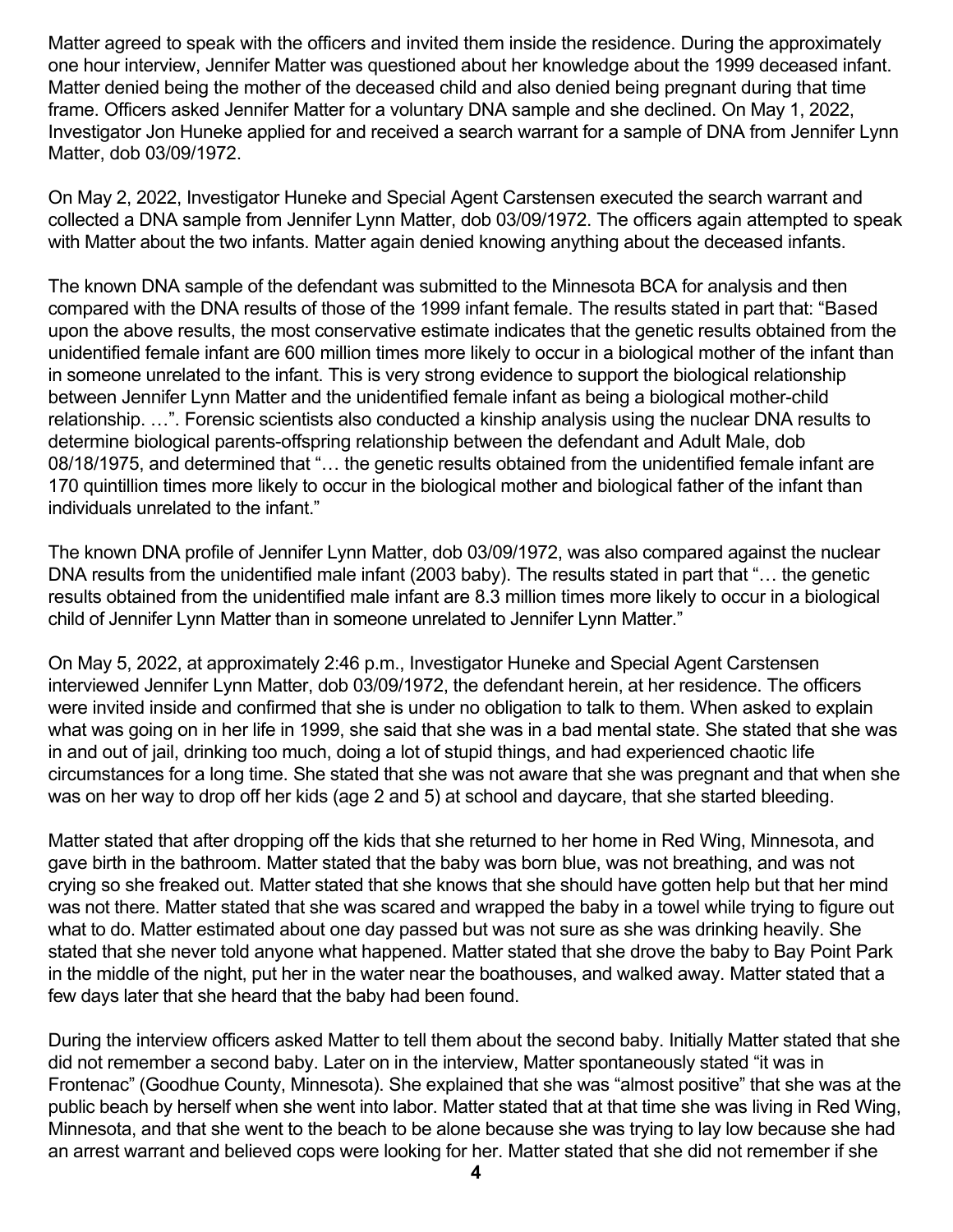Matter agreed to speak with the officers and invited them inside the residence. During the approximately one hour interview, Jennifer Matter was questioned about her knowledge about the 1999 deceased infant. Matter denied being the mother of the deceased child and also denied being pregnant during that time frame. Officers asked Jennifer Matter for a voluntary DNA sample and she declined. On May 1, 2022, Investigator Jon Huneke applied for and received a search warrant for a sample of DNA from Jennifer Lynn Matter, dob 03/09/1972.

On May 2, 2022, Investigator Huneke and Special Agent Carstensen executed the search warrant and collected a DNA sample from Jennifer Lynn Matter, dob 03/09/1972. The officers again attempted to speak with Matter about the two infants. Matter again denied knowing anything about the deceased infants.

The known DNA sample of the defendant was submitted to the Minnesota BCA for analysis and then compared with the DNA results of those of the 1999 infant female. The results stated in part that: "Based upon the above results, the most conservative estimate indicates that the genetic results obtained from the unidentified female infant are 600 million times more likely to occur in a biological mother of the infant than in someone unrelated to the infant. This is very strong evidence to support the biological relationship between Jennifer Lynn Matter and the unidentified female infant as being a biological mother-child relationship. …". Forensic scientists also conducted a kinship analysis using the nuclear DNA results to determine biological parents-offspring relationship between the defendant and Adult Male, dob 08/18/1975, and determined that "… the genetic results obtained from the unidentified female infant are 170 quintillion times more likely to occur in the biological mother and biological father of the infant than individuals unrelated to the infant."

The known DNA profile of Jennifer Lynn Matter, dob 03/09/1972, was also compared against the nuclear DNA results from the unidentified male infant (2003 baby). The results stated in part that "… the genetic results obtained from the unidentified male infant are 8.3 million times more likely to occur in a biological child of Jennifer Lynn Matter than in someone unrelated to Jennifer Lynn Matter."

On May 5, 2022, at approximately 2:46 p.m., Investigator Huneke and Special Agent Carstensen interviewed Jennifer Lynn Matter, dob 03/09/1972, the defendant herein, at her residence. The officers were invited inside and confirmed that she is under no obligation to talk to them. When asked to explain what was going on in her life in 1999, she said that she was in a bad mental state. She stated that she was in and out of jail, drinking too much, doing a lot of stupid things, and had experienced chaotic life circumstances for a long time. She stated that she was not aware that she was pregnant and that when she was on her way to drop off her kids (age 2 and 5) at school and daycare, that she started bleeding.

Matter stated that after dropping off the kids that she returned to her home in Red Wing, Minnesota, and gave birth in the bathroom. Matter stated that the baby was born blue, was not breathing, and was not crying so she freaked out. Matter stated that she knows that she should have gotten help but that her mind was not there. Matter stated that she was scared and wrapped the baby in a towel while trying to figure out what to do. Matter estimated about one day passed but was not sure as she was drinking heavily. She stated that she never told anyone what happened. Matter stated that she drove the baby to Bay Point Park in the middle of the night, put her in the water near the boathouses, and walked away. Matter stated that a few days later that she heard that the baby had been found.

During the interview officers asked Matter to tell them about the second baby. Initially Matter stated that she did not remember a second baby. Later on in the interview, Matter spontaneously stated "it was in Frontenac" (Goodhue County, Minnesota). She explained that she was "almost positive" that she was at the public beach by herself when she went into labor. Matter stated that at that time she was living in Red Wing, Minnesota, and that she went to the beach to be alone because she was trying to lay low because she had an arrest warrant and believed cops were looking for her. Matter stated that she did not remember if she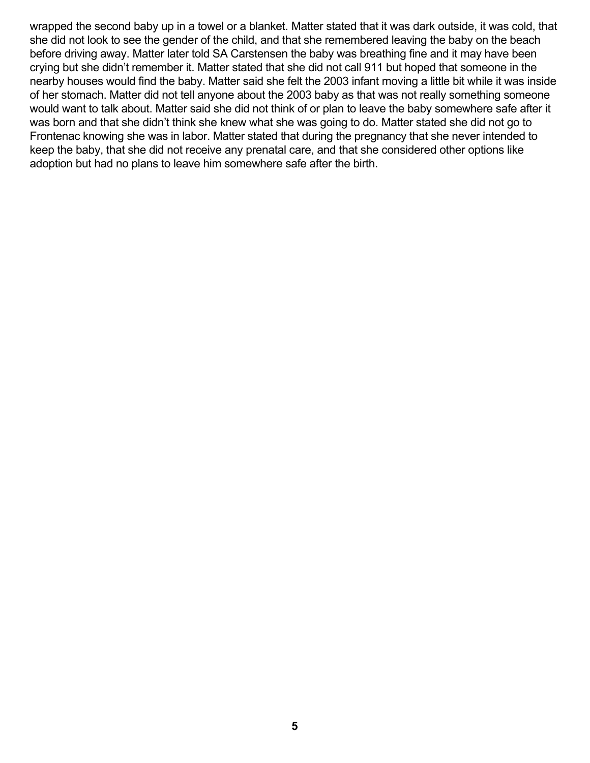wrapped the second baby up in a towel or a blanket. Matter stated that it was dark outside, it was cold, that she did not look to see the gender of the child, and that she remembered leaving the baby on the beach before driving away. Matter later told SA Carstensen the baby was breathing fine and it may have been crying but she didn't remember it. Matter stated that she did not call 911 but hoped that someone in the nearby houses would find the baby. Matter said she felt the 2003 infant moving a little bit while it was inside of her stomach. Matter did not tell anyone about the 2003 baby as that was not really something someone would want to talk about. Matter said she did not think of or plan to leave the baby somewhere safe after it was born and that she didn't think she knew what she was going to do. Matter stated she did not go to Frontenac knowing she was in labor. Matter stated that during the pregnancy that she never intended to keep the baby, that she did not receive any prenatal care, and that she considered other options like adoption but had no plans to leave him somewhere safe after the birth.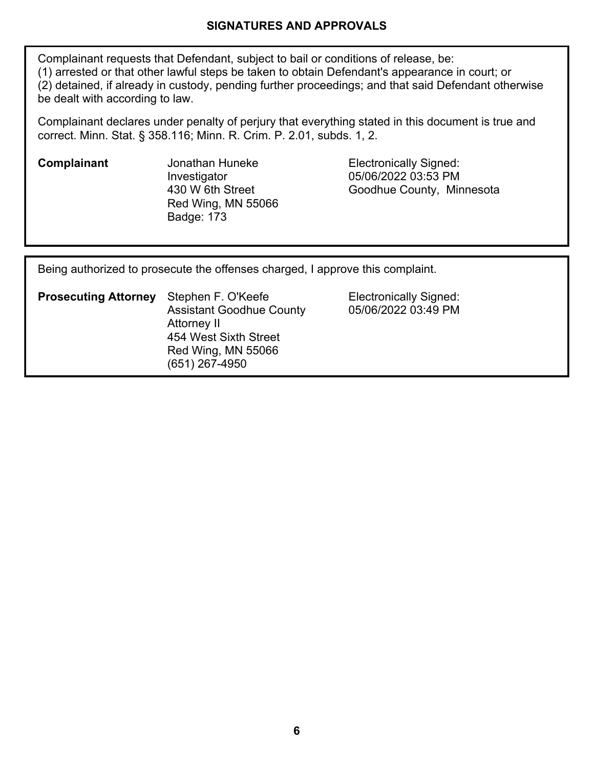## SIGNATURES AND APPROVALS

Complainant requests that Defendant, subject to bail or conditions of release, be:
(1) arrested or that other lawful steps be taken to obtain Defendant's appearance in court; or
(2) detained, if already in custody, pending further proceedings; and that said Defendant otherwise be dealt with according to law.

Complainant declares under penalty of perjury that everything stated in this document is true and correct. Minn. Stat. § 358.116; Minn. R. Crim. P. 2.01, subds. 1, 2.

| | | |
|---|---|---|
| **Complainant** | Jonathan Huneke<br>Investigator<br>430 W 6th Street<br>Red Wing, MN 55066<br>Badge: 173 | Electronically Signed:<br>05/06/2022 03:53 PM<br>Goodhue County, Minnesota |

Being authorized to prosecute the offenses charged, I approve this complaint.

| | | |
|---|---|---|
| **Prosecuting Attorney** | Stephen F. O'Keefe<br>Assistant Goodhue County Attorney II<br>454 West Sixth Street<br>Red Wing, MN 55066<br>(651) 267-4950 | Electronically Signed:<br>05/06/2022 03:49 PM |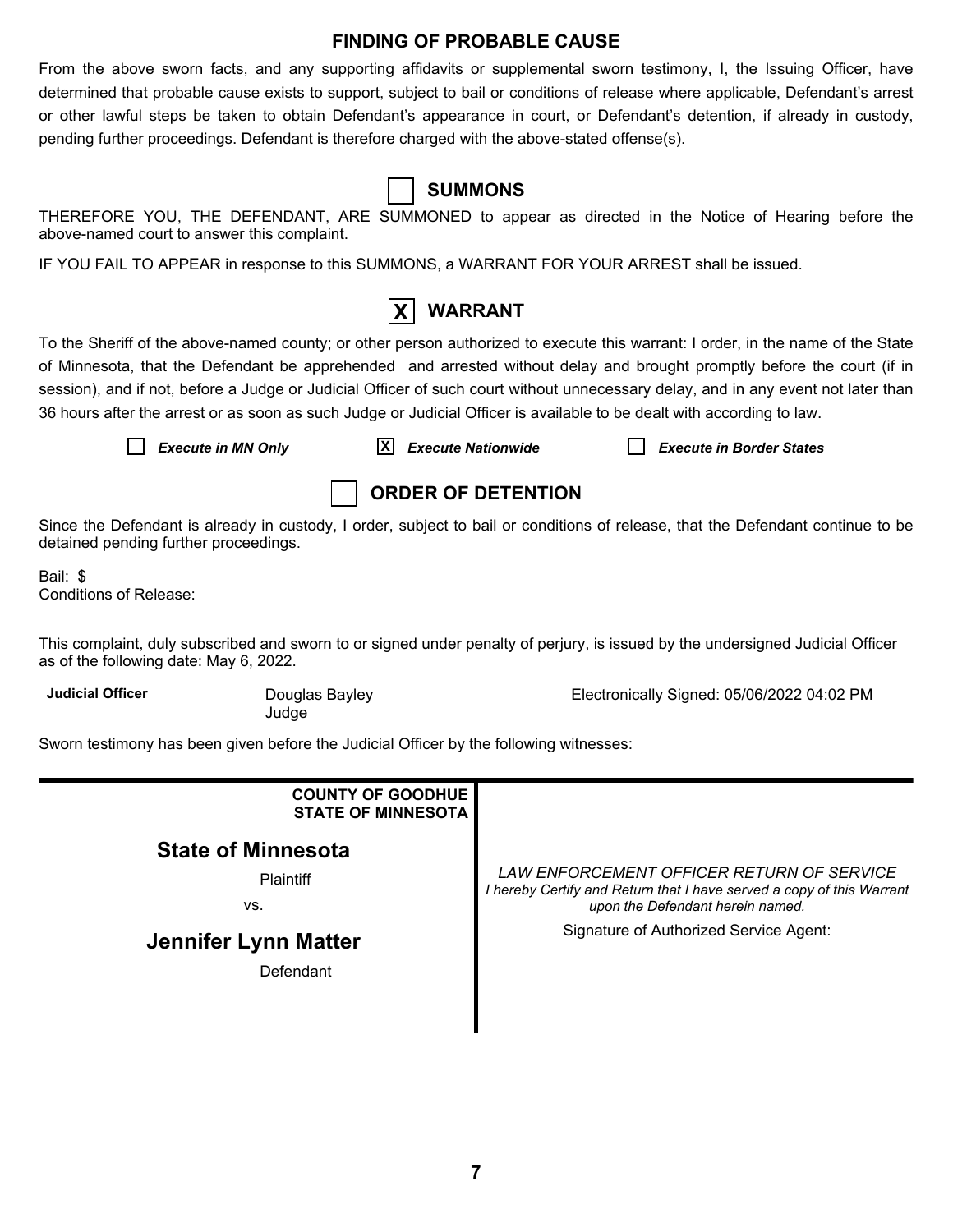## FINDING OF PROBABLE CAUSE

From the above sworn facts, and any supporting affidavits or supplemental sworn testimony, I, the Issuing Officer, have determined that probable cause exists to support, subject to bail or conditions of release where applicable, Defendant's arrest or other lawful steps be taken to obtain Defendant's appearance in court, or Defendant's detention, if already in custody, pending further proceedings. Defendant is therefore charged with the above-stated offense(s).

## ☐ SUMMONS

THEREFORE YOU, THE DEFENDANT, ARE SUMMONED to appear as directed in the Notice of Hearing before the above-named court to answer this complaint.

IF YOU FAIL TO APPEAR in response to this SUMMONS, a WARRANT FOR YOUR ARREST shall be issued.

## ☒ WARRANT

To the Sheriff of the above-named county; or other person authorized to execute this warrant: I order, in the name of the State of Minnesota, that the Defendant be apprehended and arrested without delay and brought promptly before the court (if in session), and if not, before a Judge or Judicial Officer of such court without unnecessary delay, and in any event not later than 36 hours after the arrest or as soon as such Judge or Judicial Officer is available to be dealt with according to law.

☐ ***Execute in MN Only*** ☒ ***Execute Nationwide*** ☐ ***Execute in Border States***

## ☐ ORDER OF DETENTION

Since the Defendant is already in custody, I order, subject to bail or conditions of release, that the Defendant continue to be detained pending further proceedings.

Bail: $
Conditions of Release:

This complaint, duly subscribed and sworn to or signed under penalty of perjury, is issued by the undersigned Judicial Officer as of the following date: May 6, 2022.

**Judicial Officer** Douglas Bayley
Judge

Electronically Signed: 05/06/2022 04:02 PM

Sworn testimony has been given before the Judicial Officer by the following witnesses:

---

**COUNTY OF GOODHUE**
**STATE OF MINNESOTA**

## State of Minnesota

Plaintiff

vs.

## Jennifer Lynn Matter

Defendant

*LAW ENFORCEMENT OFFICER RETURN OF SERVICE*
*I hereby Certify and Return that I have served a copy of this Warrant upon the Defendant herein named.*

Signature of Authorized Service Agent: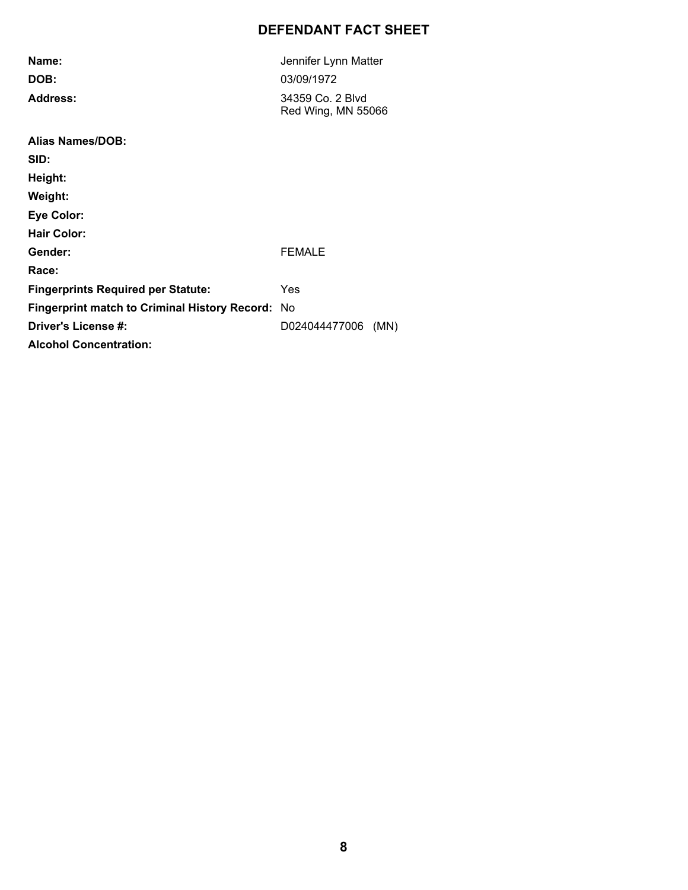# DEFENDANT FACT SHEET

| | |
|---|---|
| **Name:** | Jennifer Lynn Matter |
| **DOB:** | 03/09/1972 |
| **Address:** | 34359 Co. 2 Blvd<br>Red Wing, MN 55066 |
| **Alias Names/DOB:** | |
| **SID:** | |
| **Height:** | |
| **Weight:** | |
| **Eye Color:** | |
| **Hair Color:** | |
| **Gender:** | FEMALE |
| **Race:** | |
| **Fingerprints Required per Statute:** | Yes |
| **Fingerprint match to Criminal History Record:** | No |
| **Driver's License #:** | D024044477006 (MN) |
| **Alcohol Concentration:** | |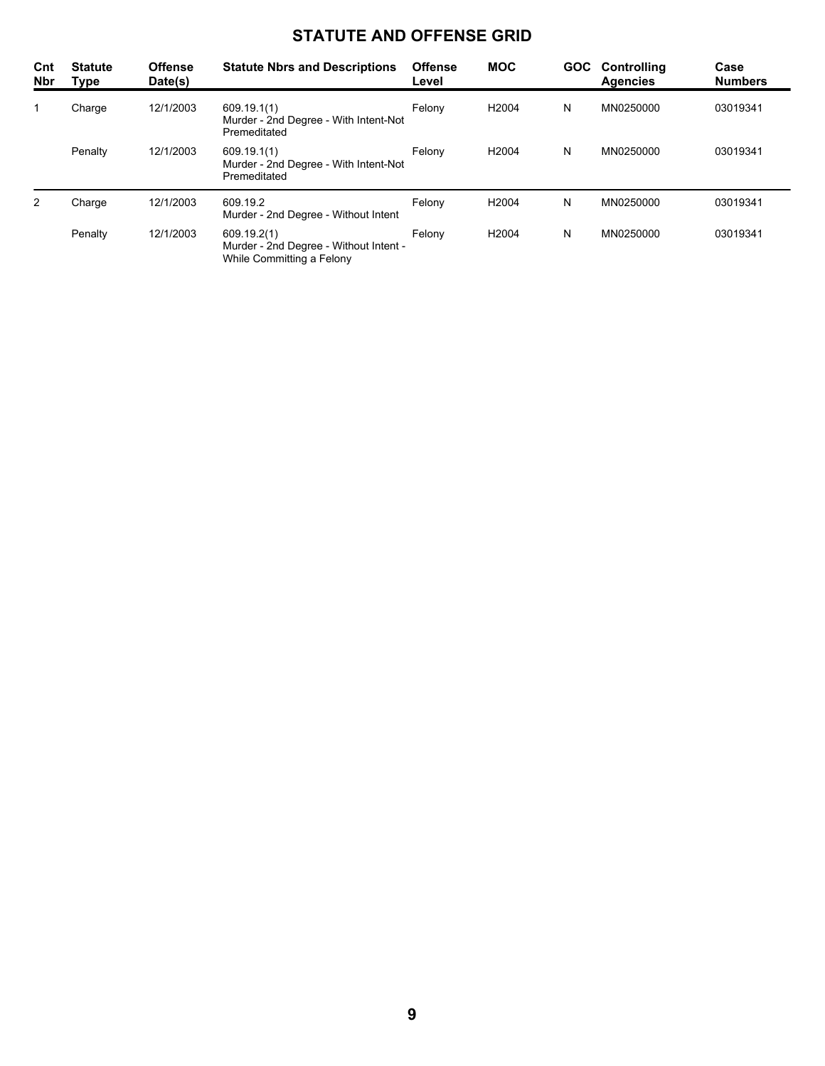## STATUTE AND OFFENSE GRID

| Cnt Nbr | Statute Type | Offense Date(s) | Statute Nbrs and Descriptions | Offense Level | MOC | GOC | Controlling Agencies | Case Numbers |
|---|---|---|---|---|---|---|---|---|
| 1 | Charge | 12/1/2003 | 609.19.1(1) Murder - 2nd Degree - With Intent-Not Premeditated | Felony | H2004 | N | MN0250000 | 03019341 |
| | Penalty | 12/1/2003 | 609.19.1(1) Murder - 2nd Degree - With Intent-Not Premeditated | Felony | H2004 | N | MN0250000 | 03019341 |
| 2 | Charge | 12/1/2003 | 609.19.2 Murder - 2nd Degree - Without Intent | Felony | H2004 | N | MN0250000 | 03019341 |
| | Penalty | 12/1/2003 | 609.19.2(1) Murder - 2nd Degree - Without Intent - While Committing a Felony | Felony | H2004 | N | MN0250000 | 03019341 |